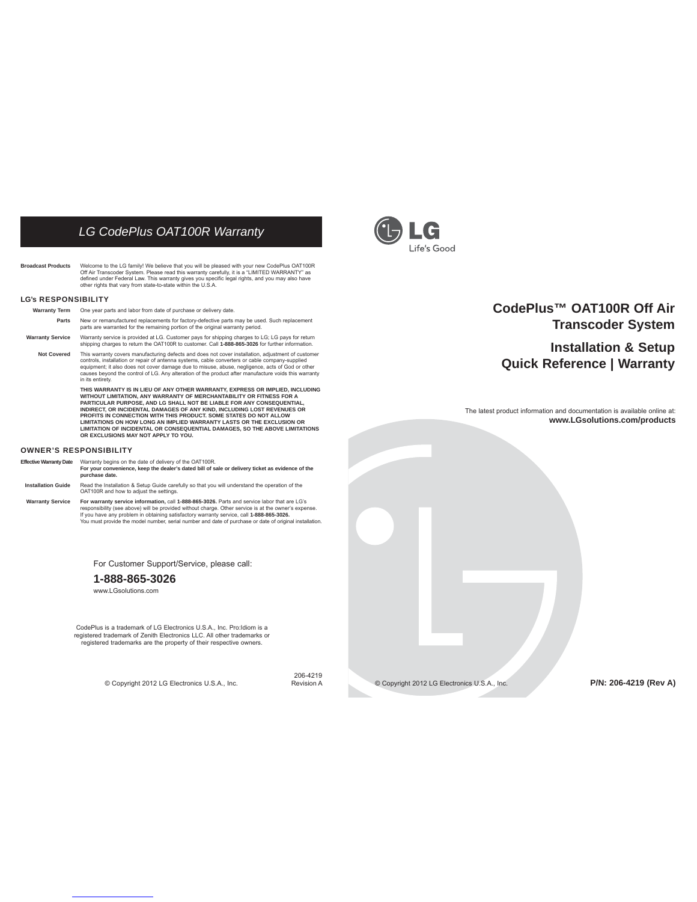# LG CodePlus OAT100R Warranty

**Broadcast Products** Welcome to the LG family! We believe that you will be pleased with your new CodePlus OAT100R Off Air Transcoder System. Please read this warranty carefully, it is a "LIMITED WARRANTY" as defined under Federal Law. This warranty gives you specific legal rights, and you may also have other rights that vary from state-to-state within the U.S.A.

## LG's RESPONSIBILITY

**Warranty Term** One year parts and labor from date of purchase or delivery date.

**Parts** New or remanufactured replacements for factory-defective parts may be used. Such replacement parts are warranted for the remaining portion of the original warranty period.

**Warranty Service** Warranty service is provided at LG. Customer pays for shipping charges to LG; LG pays for return shipping charges to return the OAT100R to customer. Call **1-888-865-3026** for further information.

**Not Covered** This warranty covers manufacturing defects and does not cover installation, adjustment of customer controls, installation or repair of antenna systems, cable converters or cable company-supplied equipment; it also does not cover damage due to misuse, abuse, negligence, acts of God or other causes beyond the control of LG. Any alteration of the product after manufacture voids this warranty in its entirety.

**THIS WARRANTY IS IN LIEU OF ANY OTHER WARRANTY, EXPRESS OR IMPLIED, INCLUDING WITHOUT LIMITATION, ANY WARRANTY OF MERCHANTABILITY OR FITNESS FOR A PARTICULAR PURPOSE, AND LG SHALL NOT BE LIABLE FOR ANY CONSEQUENTIAL, INDIRECT, OR INCIDENTAL DAMAGES OF ANY KIND, INCLUDING LOST REVENUES OR PROFITS IN CONNECTION WITH THIS PRODUCT. SOME STATES DO NOT ALLOW LIMITATIONS ON HOW LONG AN IMPLIED WARRANTY LASTS OR THE EXCLUSION OR LIMITATION OF INCIDENTAL OR CONSEQUENTIAL DAMAGES, SO THE ABOVE LIMITATIONS OR EXCLUSIONS MAY NOT APPLY TO YOU.**

## OWNER'S RESPONSIBILITY

**Effective Warranty Date** Warranty begins on the date of delivery of the OAT100R.
**For your convenience, keep the dealer's dated bill of sale or delivery ticket as evidence of the purchase date.**

**Installation Guide** Read the Installation & Setup Guide carefully so that you will understand the operation of the OAT100R and how to adjust the settings.

**Warranty Service** **For warranty service information,** call **1-888-865-3026.** Parts and service labor that are LG's responsibility (see above) will be provided without charge. Other service is at the owner's expense. If you have any problem in obtaining satisfactory warranty service, call **1-888-865-3026.**
You must provide the model number, serial number and date of purchase or date of original installation.

For Customer Support/Service, please call:

**1-888-865-3026**

www.LGsolutions.com

CodePlus is a trademark of LG Electronics U.S.A., Inc. Pro:Idiom is a registered trademark of Zenith Electronics LLC. All other trademarks or registered trademarks are the property of their respective owners.

© Copyright 2012 LG Electronics U.S.A., Inc.

206-4219
Revision A

LG
Life's Good

# CodePlus™ OAT100R Off Air Transcoder System

## Installation & Setup Quick Reference | Warranty

The latest product information and documentation is available online at:
**www.LGsolutions.com/products**

© Copyright 2012 LG Electronics U.S.A., Inc.

**P/N: 206-4219 (Rev A)**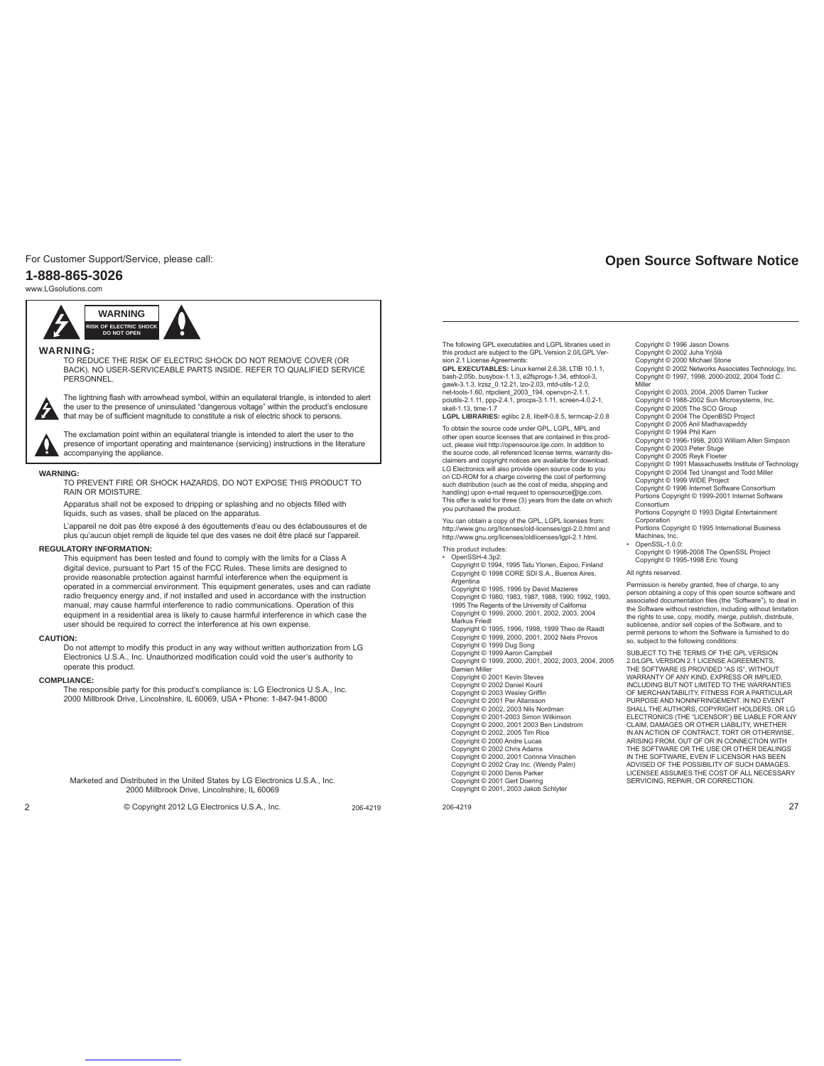For Customer Support/Service, please call:

**1-888-865-3026**

www.LGsolutions.com

**WARNING**

RISK OF ELECTRIC SHOCK DO NOT OPEN

**WARNING:**

TO REDUCE THE RISK OF ELECTRIC SHOCK DO NOT REMOVE COVER (OR BACK). NO USER-SERVICEABLE PARTS INSIDE. REFER TO QUALIFIED SERVICE PERSONNEL.

The lightning flash with arrowhead symbol, within an equilateral triangle, is intended to alert the user to the presence of uninsulated "dangerous voltage" within the product's enclosure that may be of sufficient magnitude to constitute a risk of electric shock to persons.

The exclamation point within an equilateral triangle is intended to alert the user to the presence of important operating and maintenance (servicing) instructions in the literature accompanying the appliance.

**WARNING:**

TO PREVENT FIRE OR SHOCK HAZARDS, DO NOT EXPOSE THIS PRODUCT TO RAIN OR MOISTURE.

Apparatus shall not be exposed to dripping or splashing and no objects filled with liquids, such as vases, shall be placed on the apparatus.

L'appareil ne doit pas être exposé à des égouttements d'eau ou des éclaboussures et de plus qu'aucun objet rempli de liquide tel que des vases ne doit être placé sur l'appareil.

**REGULATORY INFORMATION:**

This equipment has been tested and found to comply with the limits for a Class A digital device, pursuant to Part 15 of the FCC Rules. These limits are designed to provide reasonable protection against harmful interference when the equipment is operated in a commercial environment. This equipment generates, uses and can radiate radio frequency energy and, if not installed and used in accordance with the instruction manual, may cause harmful interference to radio communications. Operation of this equipment in a residential area is likely to cause harmful interference in which case the user should be required to correct the interference at his own expense.

**CAUTION:**

Do not attempt to modify this product in any way without written authorization from LG Electronics U.S.A., Inc. Unauthorized modification could void the user's authority to operate this product.

**COMPLIANCE:**

The responsible party for this product's compliance is: LG Electronics U.S.A., Inc. 2000 Millbrook Drive, Lincolnshire, IL 60069, USA • Phone: 1-847-941-8000

Marketed and Distributed in the United States by LG Electronics U.S.A., Inc.
2000 Millbrook Drive, Lincolnshire, IL 60069

© Copyright 2012 LG Electronics U.S.A., Inc.

206-4219

## Open Source Software Notice

The following GPL executables and LGPL libraries used in this product are subject to the GPL Version 2.0/LGPL Version 2.1 License Agreements:

**GPL EXECUTABLES:** Linux kernel 2.6.38, LTIB 10.1.1, bash-2.05b, busybox-1.1.3, e2fsprogs-1.34, ethtool-3, gawk-3.1.3, lrzsz_0.12.21, lzo-2.03, mtd-utils-1.2.0, net-tools-1.60, ntpclient_2003_194, openvpn-2.1.1, pciutils-2.1.11, ppp-2.4.1, procps-3.1.11, screen-4.0.2-1, skell-1.13, time-1.7

**LGPL LIBRARIES:** eglibc 2.8, libelf-0.8.5, termcap-2.0.8

To obtain the source code under GPL, LGPL, MPL and other open source licenses that are contained in this product, please visit http://opensource.lge.com. In addition to the source code, all referenced license terms, warranty disclaimers and copyright notices are available for download. LG Electronics will also provide open source code to you on CD-ROM for a charge covering the cost of performing such distribution (such as the cost of media, shipping and handling) upon e-mail request to opensource@lge.com. This offer is valid for three (3) years from the date on which you purchased the product.

You can obtain a copy of the GPL, LGPL licenses from: http://www.gnu.org/licenses/old-licenses/gpl-2.0.html and http://www.gnu.org/licenses/oldlicenses/lgpl-2.1.html.

This product includes:

- OpenSSH-4.3p2:
  Copyright © 1994, 1995 Tatu Ylonen, Espoo, Finland
  Copyright © 1998 CORE SDI S.A., Buenos Aires, Argentina
  Copyright © 1995, 1996 by David Mazieres
  Copyright © 1980, 1983, 1987, 1988, 1990, 1992, 1993, 1995 The Regents of the University of California
  Copyright © 1999, 2000, 2001, 2002, 2003, 2004 Markus Friedl
  Copyright © 1995, 1996, 1998, 1999 Theo de Raadt
  Copyright © 1999, 2000, 2001, 2002 Niels Provos
  Copyright © 1999 Dug Song
  Copyright © 1999 Aaron Campbell
  Copyright © 1999, 2000, 2001, 2002, 2003, 2004, 2005 Damien Miller
  Copyright © 2001 Kevin Steves
  Copyright © 2002 Daniel Kouril
  Copyright © 2003 Wesley Griffin
  Copyright © 2001 Per Allansson
  Copyright © 2002, 2003 Nils Nordman
  Copyright © 2001-2003 Simon Wilkinson
  Copyright © 2000, 2001 2003 Ben Lindstrom
  Copyright © 2002, 2005 Tim Rice
  Copyright © 2000 Andre Lucas
  Copyright © 2002 Chris Adams
  Copyright © 2000, 2001 Corinna Vinschen
  Copyright © 2002 Cray Inc. (Wendy Palm)
  Copyright © 2000 Denis Parker
  Copyright © 2001 Gert Doering
  Copyright © 2001, 2003 Jakob Schlyter
  Copyright © 1996 Jason Downs
  Copyright © 2002 Juha Yrjölä
  Copyright © 2000 Michael Stone
  Copyright © 2002 Networks Associates Technology, Inc.
  Copyright © 1997, 1998, 2000-2002, 2004 Todd C. Miller
  Copyright © 2003, 2004, 2005 Darren Tucker
  Copyright © 1988-2002 Sun Microsystems, Inc.
  Copyright © 2005 The SCO Group
  Copyright © 2004 The OpenBSD Project
  Copyright © 2005 Anil Madhavapeddy
  Copyright © 1994 Phil Karn
  Copyright © 1996-1998, 2003 William Allen Simpson
  Copyright © 2003 Peter Stuge
  Copyright © 2005 Reyk Floeter
  Copyright © 1991 Massachusetts Institute of Technology
  Copyright © 2004 Ted Unangst and Todd Miller
  Copyright © 1999 WIDE Project
  Copyright © 1996 Internet Software Consortium
  Portions Copyright © 1999-2001 Internet Software Consortium
  Portions Copyright © 1993 Digital Entertainment Corporation
  Portions Copyright © 1995 International Business Machines, Inc.
- OpenSSL-1.0.0:
  Copyright © 1998-2008 The OpenSSL Project
  Copyright © 1995-1998 Eric Young

All rights reserved.

Permission is hereby granted, free of charge, to any person obtaining a copy of this open source software and associated documentation files (the "Software"), to deal in the Software without restriction, including without limitation the rights to use, copy, modify, merge, publish, distribute, sublicense, and/or sell copies of the Software, and to permit persons to whom the Software is furnished to do so, subject to the following conditions:

SUBJECT TO THE TERMS OF THE GPL VERSION 2.0/LGPL VERSION 2.1 LICENSE AGREEMENTS, THE SOFTWARE IS PROVIDED "AS IS", WITHOUT WARRANTY OF ANY KIND, EXPRESS OR IMPLIED, INCLUDING BUT NOT LIMITED TO THE WARRANTIES OF MERCHANTABILITY, FITNESS FOR A PARTICULAR PURPOSE AND NONINFRINGEMENT. IN NO EVENT SHALL THE AUTHORS, COPYRIGHT HOLDERS, OR LG ELECTRONICS (THE "LICENSOR") BE LIABLE FOR ANY CLAIM, DAMAGES OR OTHER LIABILITY, WHETHER IN AN ACTION OF CONTRACT, TORT OR OTHERWISE, ARISING FROM, OUT OF OR IN CONNECTION WITH THE SOFTWARE OR THE USE OR OTHER DEALINGS IN THE SOFTWARE, EVEN IF LICENSOR HAS BEEN ADVISED OF THE POSSIBILITY OF SUCH DAMAGES. LICENSEE ASSUMES THE COST OF ALL NECESSARY SERVICING, REPAIR, OR CORRECTION.

206-4219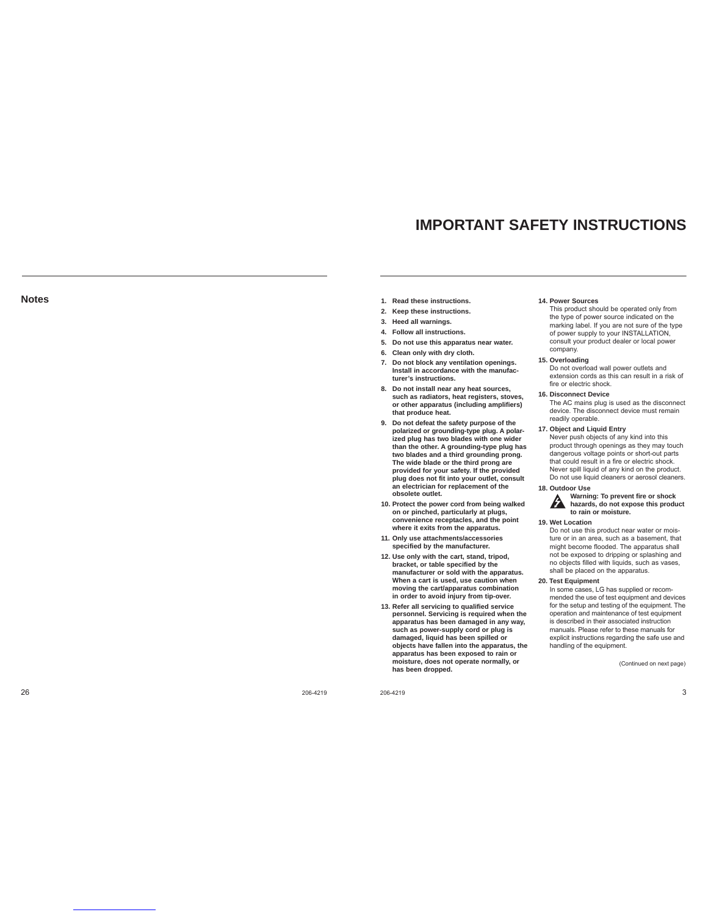## Notes

# IMPORTANT SAFETY INSTRUCTIONS

1. **Read these instructions.**
2. **Keep these instructions.**
3. **Heed all warnings.**
4. **Follow all instructions.**
5. **Do not use this apparatus near water.**
6. **Clean only with dry cloth.**
7. **Do not block any ventilation openings. Install in accordance with the manufacturer's instructions.**
8. **Do not install near any heat sources, such as radiators, heat registers, stoves, or other apparatus (including amplifiers) that produce heat.**
9. **Do not defeat the safety purpose of the polarized or grounding-type plug. A polarized plug has two blades with one wider than the other. A grounding-type plug has two blades and a third grounding prong. The wide blade or the third prong are provided for your safety. If the provided plug does not fit into your outlet, consult an electrician for replacement of the obsolete outlet.**
10. **Protect the power cord from being walked on or pinched, particularly at plugs, convenience receptacles, and the point where it exits from the apparatus.**
11. **Only use attachments/accessories specified by the manufacturer.**
12. **Use only with the cart, stand, tripod, bracket, or table specified by the manufacturer or sold with the apparatus. When a cart is used, use caution when moving the cart/apparatus combination in order to avoid injury from tip-over.**
13. **Refer all servicing to qualified service personnel. Servicing is required when the apparatus has been damaged in any way, such as power-supply cord or plug is damaged, liquid has been spilled or objects have fallen into the apparatus, the apparatus has been exposed to rain or moisture, does not operate normally, or has been dropped.**
14. **Power Sources**
    This product should be operated only from the type of power source indicated on the marking label. If you are not sure of the type of power supply to your INSTALLATION, consult your product dealer or local power company.
15. **Overloading**
    Do not overload wall power outlets and extension cords as this can result in a risk of fire or electric shock.
16. **Disconnect Device**
    The AC mains plug is used as the disconnect device. The disconnect device must remain readily operable.
17. **Object and Liquid Entry**
    Never push objects of any kind into this product through openings as they may touch dangerous voltage points or short-out parts that could result in a fire or electric shock. Never spill liquid of any kind on the product. Do not use liquid cleaners or aerosol cleaners.
18. **Outdoor Use**
    **Warning: To prevent fire or shock hazards, do not expose this product to rain or moisture.**
19. **Wet Location**
    Do not use this product near water or moisture or in an area, such as a basement, that might become flooded. The apparatus shall not be exposed to dripping or splashing and no objects filled with liquids, such as vases, shall be placed on the apparatus.
20. **Test Equipment**
    In some cases, LG has supplied or recommended the use of test equipment and devices for the setup and testing of the equipment. The operation and maintenance of test equipment is described in their associated instruction manuals. Please refer to these manuals for explicit instructions regarding the safe use and handling of the equipment.

(Continued on next page)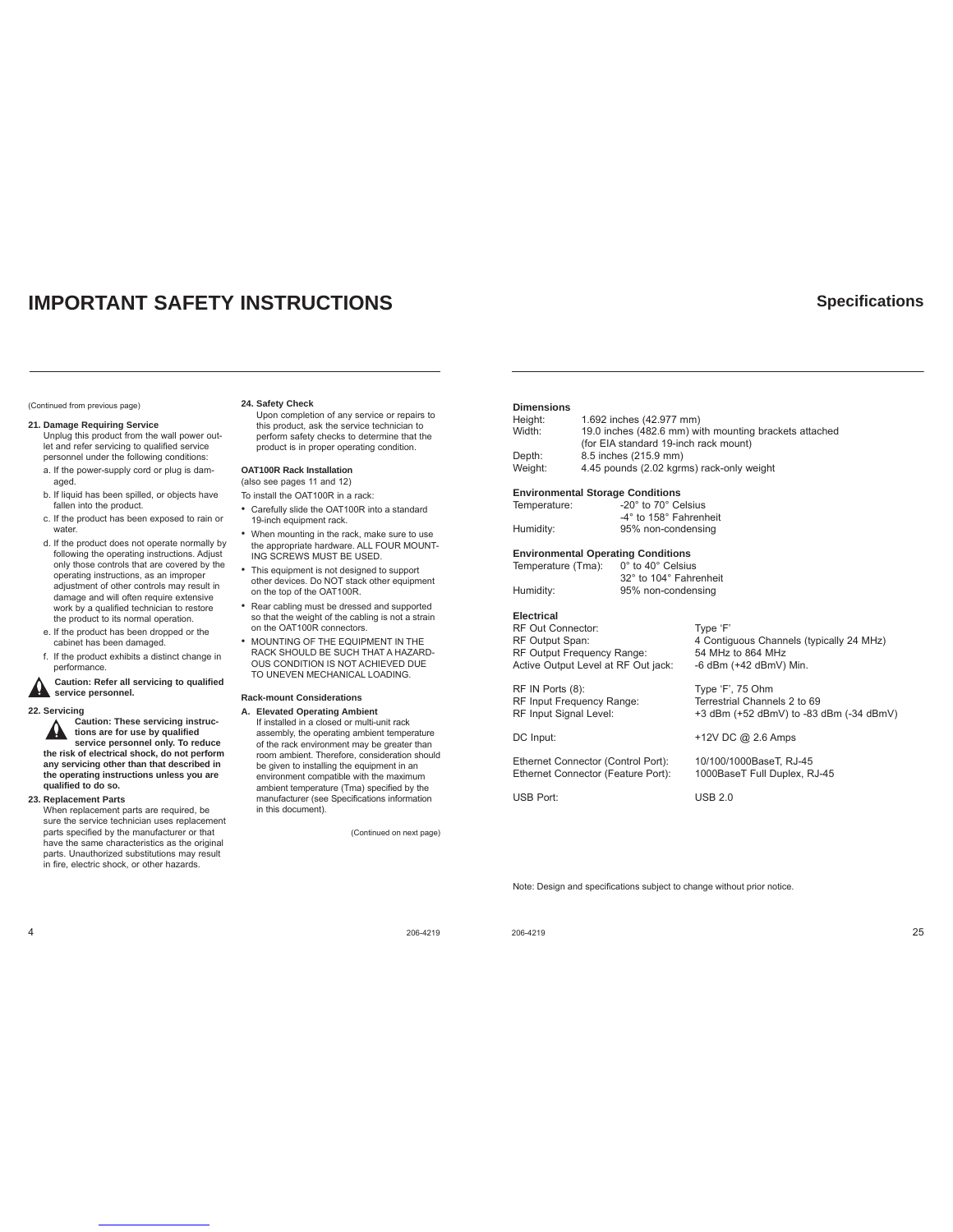# IMPORTANT SAFETY INSTRUCTIONS

(Continued from previous page)

**21. Damage Requiring Service**
Unplug this product from the wall power outlet and refer servicing to qualified service personnel under the following conditions:

a. If the power-supply cord or plug is damaged.
b. If liquid has been spilled, or objects have fallen into the product.
c. If the product has been exposed to rain or water.
d. If the product does not operate normally by following the operating instructions. Adjust only those controls that are covered by the operating instructions, as an improper adjustment of other controls may result in damage and will often require extensive work by a qualified technician to restore the product to its normal operation.
e. If the product has been dropped or the cabinet has been damaged.
f. If the product exhibits a distinct change in performance.

**Caution: Refer all servicing to qualified service personnel.**

**22. Servicing**
**Caution: These servicing instructions are for use by qualified service personnel only. To reduce the risk of electrical shock, do not perform any servicing other than that described in the operating instructions unless you are qualified to do so.**

**23. Replacement Parts**
When replacement parts are required, be sure the service technician uses replacement parts specified by the manufacturer or that have the same characteristics as the original parts. Unauthorized substitutions may result in fire, electric shock, or other hazards.

**24. Safety Check**
Upon completion of any service or repairs to this product, ask the service technician to perform safety checks to determine that the product is in proper operating condition.

**OAT100R Rack Installation**
(also see pages 11 and 12)

To install the OAT100R in a rack:

- Carefully slide the OAT100R into a standard 19-inch equipment rack.
- When mounting in the rack, make sure to use the appropriate hardware. ALL FOUR MOUNTING SCREWS MUST BE USED.
- This equipment is not designed to support other devices. Do NOT stack other equipment on the top of the OAT100R.
- Rear cabling must be dressed and supported so that the weight of the cabling is not a strain on the OAT100R connectors.
- MOUNTING OF THE EQUIPMENT IN THE RACK SHOULD BE SUCH THAT A HAZARDOUS CONDITION IS NOT ACHIEVED DUE TO UNEVEN MECHANICAL LOADING.

**Rack-mount Considerations**

**A. Elevated Operating Ambient**
If installed in a closed or multi-unit rack assembly, the operating ambient temperature of the rack environment may be greater than room ambient. Therefore, consideration should be given to installing the equipment in an environment compatible with the maximum ambient temperature (Tma) specified by the manufacturer (see Specifications information in this document).

(Continued on next page)

# Specifications

**Dimensions**

| | |
|---|---|
| Height: | 1.692 inches (42.977 mm) |
| Width: | 19.0 inches (482.6 mm) with mounting brackets attached (for EIA standard 19-inch rack mount) |
| Depth: | 8.5 inches (215.9 mm) |
| Weight: | 4.45 pounds (2.02 kgrms) rack-only weight |

**Environmental Storage Conditions**

| | |
|---|---|
| Temperature: | -20° to 70° Celsius<br>-4° to 158° Fahrenheit |
| Humidity: | 95% non-condensing |

**Environmental Operating Conditions**

| | |
|---|---|
| Temperature (Tma): | 0° to 40° Celsius<br>32° to 104° Fahrenheit |
| Humidity: | 95% non-condensing |

**Electrical**

| | |
|---|---|
| RF Out Connector: | Type ‘F’ |
| RF Output Span: | 4 Contiguous Channels (typically 24 MHz) |
| RF Output Frequency Range: | 54 MHz to 864 MHz |
| Active Output Level at RF Out jack: | -6 dBm (+42 dBmV) Min. |
| RF IN Ports (8): | Type ‘F’, 75 Ohm |
| RF Input Frequency Range: | Terrestrial Channels 2 to 69 |
| RF Input Signal Level: | +3 dBm (+52 dBmV) to -83 dBm (-34 dBmV) |
| DC Input: | +12V DC @ 2.6 Amps |
| Ethernet Connector (Control Port): | 10/100/1000BaseT, RJ-45 |
| Ethernet Connector (Feature Port): | 1000BaseT Full Duplex, RJ-45 |
| USB Port: | USB 2.0 |

Note: Design and specifications subject to change without prior notice.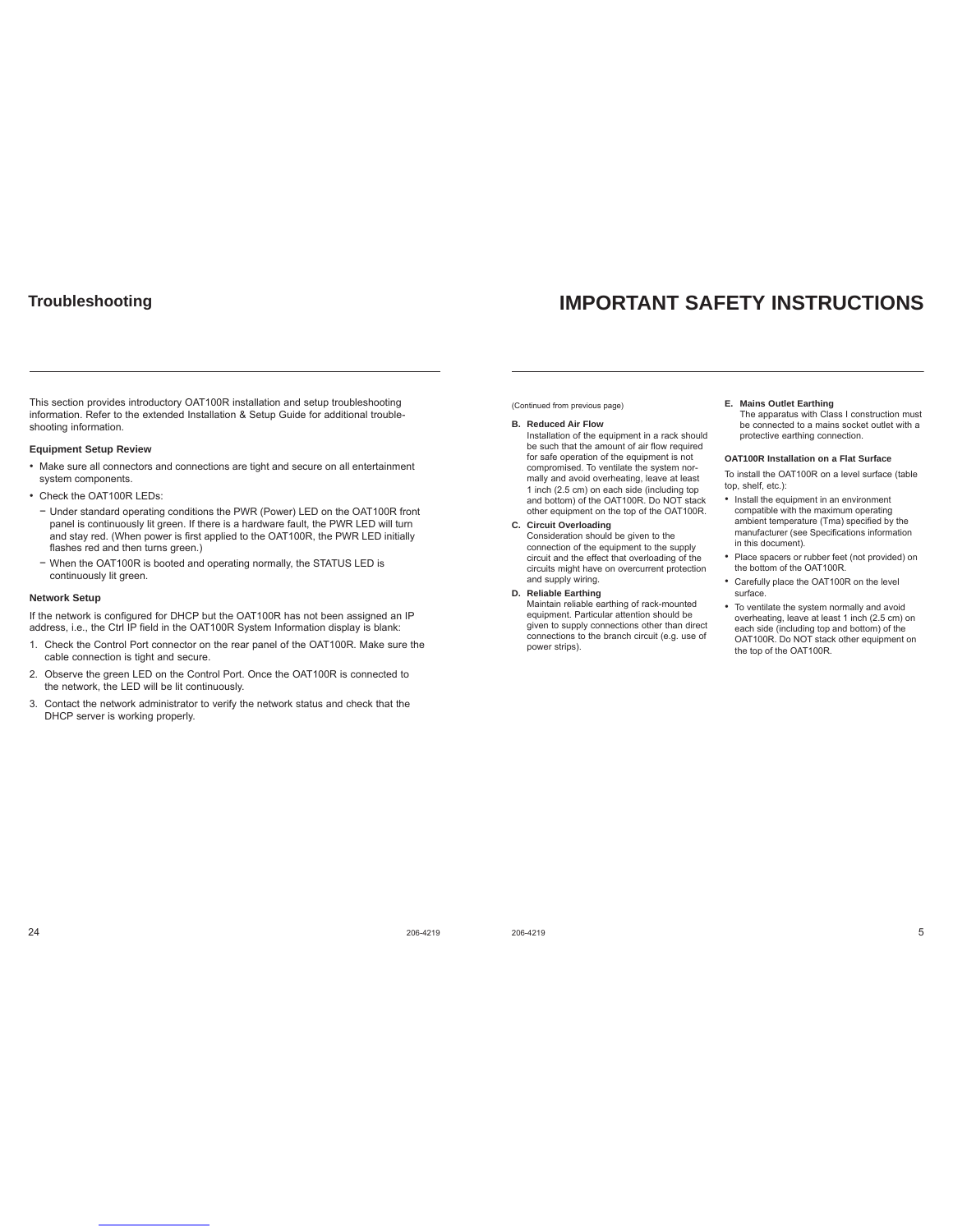## Troubleshooting

This section provides introductory OAT100R installation and setup troubleshooting information. Refer to the extended Installation & Setup Guide for additional trouble-shooting information.

### Equipment Setup Review

- Make sure all connectors and connections are tight and secure on all entertainment system components.
- Check the OAT100R LEDs:
  - Under standard operating conditions the PWR (Power) LED on the OAT100R front panel is continuously lit green. If there is a hardware fault, the PWR LED will turn and stay red. (When power is first applied to the OAT100R, the PWR LED initially flashes red and then turns green.)
  - When the OAT100R is booted and operating normally, the STATUS LED is continuously lit green.

### Network Setup

If the network is configured for DHCP but the OAT100R has not been assigned an IP address, i.e., the Ctrl IP field in the OAT100R System Information display is blank:

1. Check the Control Port connector on the rear panel of the OAT100R. Make sure the cable connection is tight and secure.
2. Observe the green LED on the Control Port. Once the OAT100R is connected to the network, the LED will be lit continuously.
3. Contact the network administrator to verify the network status and check that the DHCP server is working properly.

## IMPORTANT SAFETY INSTRUCTIONS

(Continued from previous page)

**B. Reduced Air Flow**
Installation of the equipment in a rack should be such that the amount of air flow required for safe operation of the equipment is not compromised. To ventilate the system normally and avoid overheating, leave at least 1 inch (2.5 cm) on each side (including top and bottom) of the OAT100R. Do NOT stack other equipment on the top of the OAT100R.

**C. Circuit Overloading**
Consideration should be given to the connection of the equipment to the supply circuit and the effect that overloading of the circuits might have on overcurrent protection and supply wiring.

**D. Reliable Earthing**
Maintain reliable earthing of rack-mounted equipment. Particular attention should be given to supply connections other than direct connections to the branch circuit (e.g. use of power strips).

**E. Mains Outlet Earthing**
The apparatus with Class I construction must be connected to a mains socket outlet with a protective earthing connection.

### OAT100R Installation on a Flat Surface

To install the OAT100R on a level surface (table top, shelf, etc.):

- Install the equipment in an environment compatible with the maximum operating ambient temperature (Tma) specified by the manufacturer (see Specifications information in this document).
- Place spacers or rubber feet (not provided) on the bottom of the OAT100R.
- Carefully place the OAT100R on the level surface.
- To ventilate the system normally and avoid overheating, leave at least 1 inch (2.5 cm) on each side (including top and bottom) of the OAT100R. Do NOT stack other equipment on the top of the OAT100R.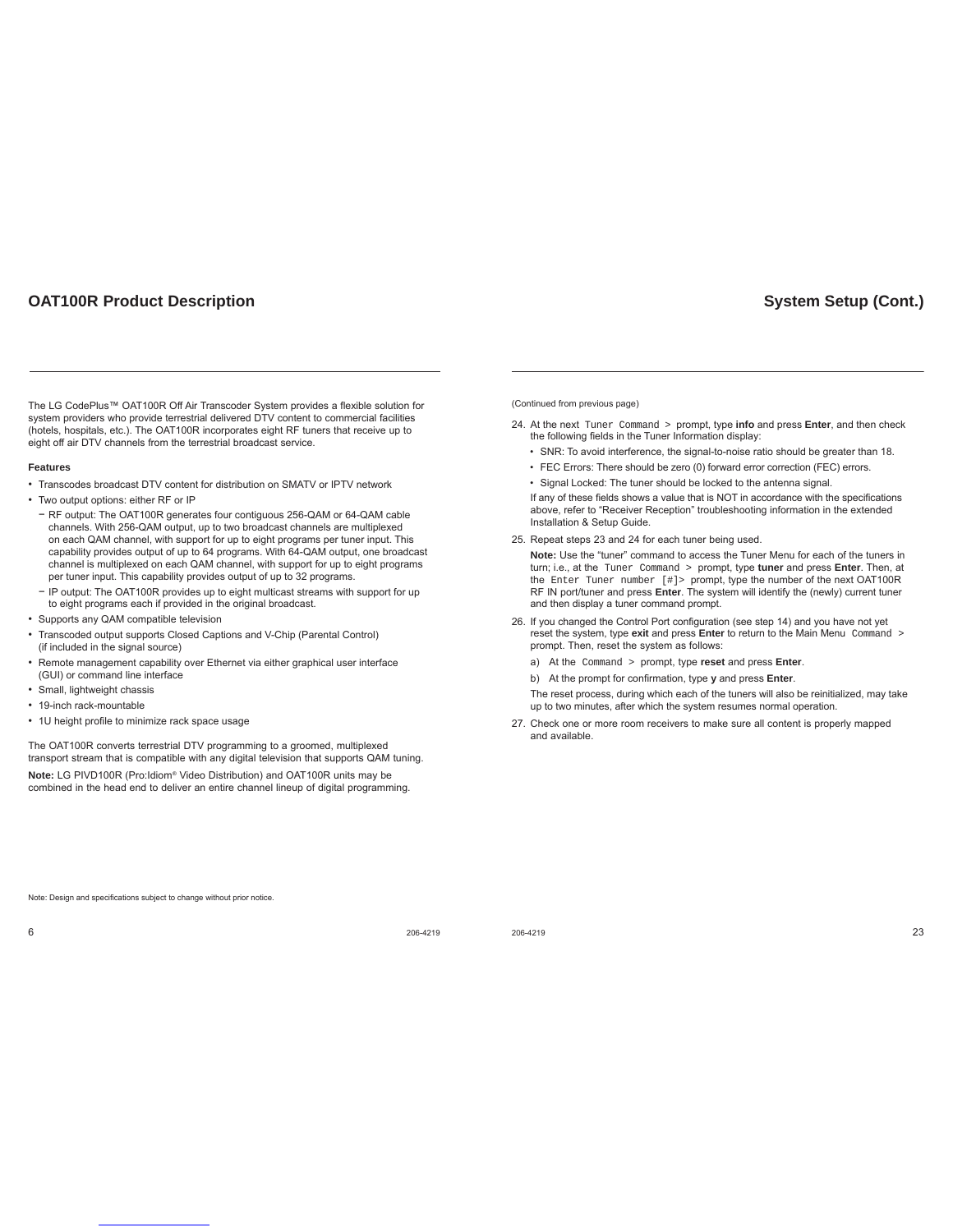# OAT100R Product Description

The LG CodePlus™ OAT100R Off Air Transcoder System provides a flexible solution for system providers who provide terrestrial delivered DTV content to commercial facilities (hotels, hospitals, etc.). The OAT100R incorporates eight RF tuners that receive up to eight off air DTV channels from the terrestrial broadcast service.

**Features**

- Transcodes broadcast DTV content for distribution on SMATV or IPTV network
- Two output options: either RF or IP
  - RF output: The OAT100R generates four contiguous 256-QAM or 64-QAM cable channels. With 256-QAM output, up to two broadcast channels are multiplexed on each QAM channel, with support for up to eight programs per tuner input. This capability provides output of up to 64 programs. With 64-QAM output, one broadcast channel is multiplexed on each QAM channel, with support for up to eight programs per tuner input. This capability provides output of up to 32 programs.
  - IP output: The OAT100R provides up to eight multicast streams with support for up to eight programs each if provided in the original broadcast.
- Supports any QAM compatible television
- Transcoded output supports Closed Captions and V-Chip (Parental Control) (if included in the signal source)
- Remote management capability over Ethernet via either graphical user interface (GUI) or command line interface
- Small, lightweight chassis
- 19-inch rack-mountable
- 1U height profile to minimize rack space usage

The OAT100R converts terrestrial DTV programming to a groomed, multiplexed transport stream that is compatible with any digital television that supports QAM tuning.

**Note:** LG PIVD100R (Pro:Idiom® Video Distribution) and OAT100R units may be combined in the head end to deliver an entire channel lineup of digital programming.

Note: Design and specifications subject to change without prior notice.

# System Setup (Cont.)

(Continued from previous page)

24. At the next `Tuner Command >` prompt, type **info** and press **Enter**, and then check the following fields in the Tuner Information display:
    - SNR: To avoid interference, the signal-to-noise ratio should be greater than 18.
    - FEC Errors: There should be zero (0) forward error correction (FEC) errors.
    - Signal Locked: The tuner should be locked to the antenna signal.

    If any of these fields shows a value that is NOT in accordance with the specifications above, refer to “Receiver Reception” troubleshooting information in the extended Installation & Setup Guide.
25. Repeat steps 23 and 24 for each tuner being used.

    **Note:** Use the “tuner” command to access the Tuner Menu for each of the tuners in turn; i.e., at the `Tuner Command >` prompt, type **tuner** and press **Enter**. Then, at the `Enter Tuner number [#]>` prompt, type the number of the next OAT100R RF IN port/tuner and press **Enter**. The system will identify the (newly) current tuner and then display a tuner command prompt.
26. If you changed the Control Port configuration (see step 14) and you have not yet reset the system, type **exit** and press **Enter** to return to the Main Menu `Command >` prompt. Then, reset the system as follows:
    a) At the `Command >` prompt, type **reset** and press **Enter**.
    b) At the prompt for confirmation, type **y** and press **Enter**.

    The reset process, during which each of the tuners will also be reinitialized, may take up to two minutes, after which the system resumes normal operation.
27. Check one or more room receivers to make sure all content is properly mapped and available.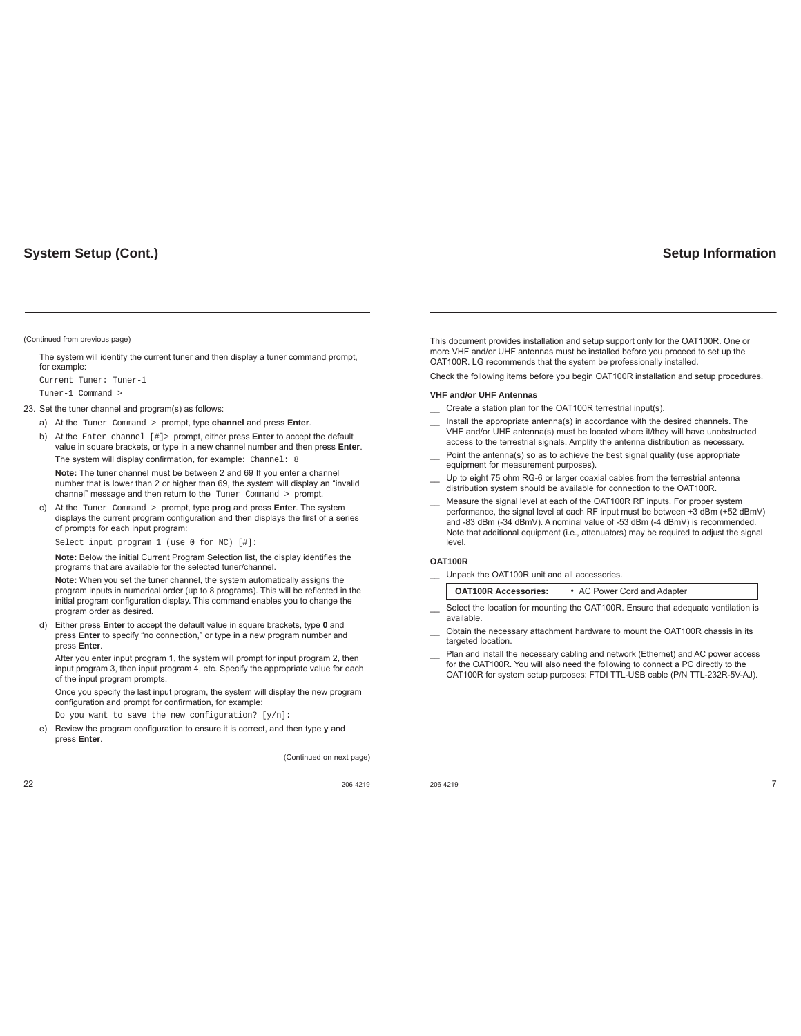## System Setup (Cont.)

(Continued from previous page)

The system will identify the current tuner and then display a tuner command prompt, for example:

```
Current Tuner: Tuner-1
Tuner-1 Command >
```

23. Set the tuner channel and program(s) as follows:

    a) At the `Tuner Command >` prompt, type **channel** and press **Enter**.

    b) At the `Enter channel [#]>` prompt, either press **Enter** to accept the default value in square brackets, or type in a new channel number and then press **Enter**.

       The system will display confirmation, for example: `Channel: 8`

       **Note:** The tuner channel must be between 2 and 69 If you enter a channel number that is lower than 2 or higher than 69, the system will display an “invalid channel” message and then return to the `Tuner Command >` prompt.

    c) At the `Tuner Command >` prompt, type **prog** and press **Enter**. The system displays the current program configuration and then displays the first of a series of prompts for each input program:

       `Select input program 1 (use 0 for NC) [#]:`

       **Note:** Below the initial Current Program Selection list, the display identifies the programs that are available for the selected tuner/channel.

       **Note:** When you set the tuner channel, the system automatically assigns the program inputs in numerical order (up to 8 programs). This will be reflected in the initial program configuration display. This command enables you to change the program order as desired.

    d) Either press **Enter** to accept the default value in square brackets, type **0** and press **Enter** to specify “no connection,” or type in a new program number and press **Enter**.

       After you enter input program 1, the system will prompt for input program 2, then input program 3, then input program 4, etc. Specify the appropriate value for each of the input program prompts.

       Once you specify the last input program, the system will display the new program configuration and prompt for confirmation, for example:

       `Do you want to save the new configuration? [y/n]:`

    e) Review the program configuration to ensure it is correct, and then type **y** and press **Enter**.

(Continued on next page)

## Setup Information

This document provides installation and setup support only for the OAT100R. One or more VHF and/or UHF antennas must be installed before you proceed to set up the OAT100R. LG recommends that the system be professionally installed.

Check the following items before you begin OAT100R installation and setup procedures.

**VHF and/or UHF Antennas**

__ Create a station plan for the OAT100R terrestrial input(s).

__ Install the appropriate antenna(s) in accordance with the desired channels. The VHF and/or UHF antenna(s) must be located where it/they will have unobstructed access to the terrestrial signals. Amplify the antenna distribution as necessary.

__ Point the antenna(s) so as to achieve the best signal quality (use appropriate equipment for measurement purposes).

__ Up to eight 75 ohm RG-6 or larger coaxial cables from the terrestrial antenna distribution system should be available for connection to the OAT100R.

__ Measure the signal level at each of the OAT100R RF inputs. For proper system performance, the signal level at each RF input must be between +3 dBm (+52 dBmV) and -83 dBm (-34 dBmV). A nominal value of -53 dBm (-4 dBmV) is recommended. Note that additional equipment (i.e., attenuators) may be required to adjust the signal level.

**OAT100R**

__ Unpack the OAT100R unit and all accessories.

| OAT100R Accessories: | • AC Power Cord and Adapter |
| --- | --- |

__ Select the location for mounting the OAT100R. Ensure that adequate ventilation is available.

__ Obtain the necessary attachment hardware to mount the OAT100R chassis in its targeted location.

__ Plan and install the necessary cabling and network (Ethernet) and AC power access for the OAT100R. You will also need the following to connect a PC directly to the OAT100R for system setup purposes: FTDI TTL-USB cable (P/N TTL-232R-5V-AJ).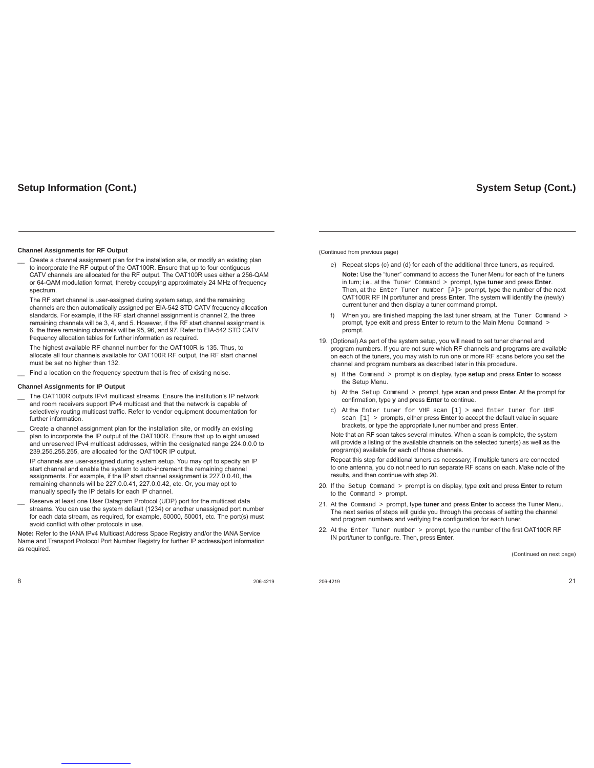## Setup Information (Cont.)

### Channel Assignments for RF Output

__ Create a channel assignment plan for the installation site, or modify an existing plan to incorporate the RF output of the OAT100R. Ensure that up to four contiguous CATV channels are allocated for the RF output. The OAT100R uses either a 256-QAM or 64-QAM modulation format, thereby occupying approximately 24 MHz of frequency spectrum.

The RF start channel is user-assigned during system setup, and the remaining channels are then automatically assigned per EIA-542 STD CATV frequency allocation standards. For example, if the RF start channel assignment is channel 2, the three remaining channels will be 3, 4, and 5. However, if the RF start channel assignment is 6, the three remaining channels will be 95, 96, and 97. Refer to EIA-542 STD CATV frequency allocation tables for further information as required.

The highest available RF channel number for the OAT100R is 135. Thus, to allocate all four channels available for OAT100R RF output, the RF start channel must be set no higher than 132.

__ Find a location on the frequency spectrum that is free of existing noise.

### Channel Assignments for IP Output

__ The OAT100R outputs IPv4 multicast streams. Ensure the institution's IP network and room receivers support IPv4 multicast and that the network is capable of selectively routing multicast traffic. Refer to vendor equipment documentation for further information.

__ Create a channel assignment plan for the installation site, or modify an existing plan to incorporate the IP output of the OAT100R. Ensure that up to eight unused and unreserved IPv4 multicast addresses, within the designated range 224.0.0.0 to 239.255.255.255, are allocated for the OAT100R IP output.

IP channels are user-assigned during system setup. You may opt to specify an IP start channel and enable the system to auto-increment the remaining channel assignments. For example, if the IP start channel assignment is 227.0.0.40, the remaining channels will be 227.0.0.41, 227.0.0.42, etc. Or, you may opt to manually specify the IP details for each IP channel.

__ Reserve at least one User Datagram Protocol (UDP) port for the multicast data streams. You can use the system default (1234) or another unassigned port number for each data stream, as required, for example, 50000, 50001, etc. The port(s) must avoid conflict with other protocols in use.

**Note:** Refer to the IANA IPv4 Multicast Address Space Registry and/or the IANA Service Name and Transport Protocol Port Number Registry for further IP address/port information as required.

## System Setup (Cont.)

(Continued from previous page)

e) Repeat steps (c) and (d) for each of the additional three tuners, as required.

**Note:** Use the "tuner" command to access the Tuner Menu for each of the tuners in turn; i.e., at the `Tuner Command >` prompt, type **tuner** and press **Enter**. Then, at the `Enter Tuner number [#]>` prompt, type the number of the next OAT100R RF IN port/tuner and press **Enter**. The system will identify the (newly) current tuner and then display a tuner command prompt.

f) When you are finished mapping the last tuner stream, at the `Tuner Command >` prompt, type **exit** and press **Enter** to return to the Main Menu `Command >` prompt.

19. (Optional) As part of the system setup, you will need to set tuner channel and program numbers. If you are not sure which RF channels and programs are available on each of the tuners, you may wish to run one or more RF scans before you set the channel and program numbers as described later in this procedure.

a) If the `Command >` prompt is on display, type **setup** and press **Enter** to access the Setup Menu.

b) At the `Setup Command >` prompt, type **scan** and press **Enter**. At the prompt for confirmation, type **y** and press **Enter** to continue.

c) At the `Enter tuner for VHF scan [1] >` and `Enter tuner for UHF scan [1] >` prompts, either press **Enter** to accept the default value in square brackets, or type the appropriate tuner number and press **Enter**.

Note that an RF scan takes several minutes. When a scan is complete, the system will provide a listing of the available channels on the selected tuner(s) as well as the program(s) available for each of those channels.

Repeat this step for additional tuners as necessary; if multiple tuners are connected to one antenna, you do not need to run separate RF scans on each. Make note of the results, and then continue with step 20.

20. If the `Setup Command >` prompt is on display, type **exit** and press **Enter** to return to the `Command >` prompt.

21. At the `Command >` prompt, type **tuner** and press **Enter** to access the Tuner Menu. The next series of steps will guide you through the process of setting the channel and program numbers and verifying the configuration for each tuner.

22. At the `Enter Tuner number >` prompt, type the number of the first OAT100R RF IN port/tuner to configure. Then, press **Enter**.

(Continued on next page)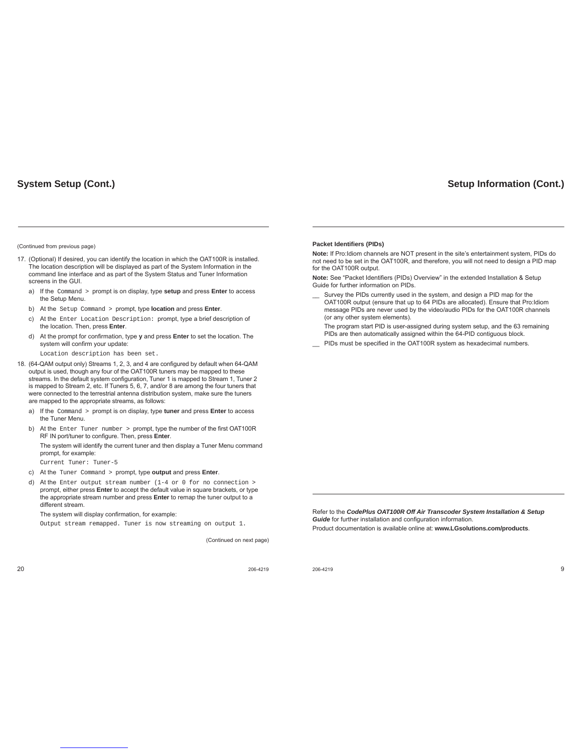## System Setup (Cont.)

(Continued from previous page)

17. (Optional) If desired, you can identify the location in which the OAT100R is installed. The location description will be displayed as part of the System Information in the command line interface and as part of the System Status and Tuner Information screens in the GUI.

    a) If the `Command >` prompt is on display, type **setup** and press **Enter** to access the Setup Menu.

    b) At the `Setup Command >` prompt, type **location** and press **Enter**.

    c) At the `Enter Location Description:` prompt, type a brief description of the location. Then, press **Enter**.

    d) At the prompt for confirmation, type **y** and press **Enter** to set the location. The system will confirm your update:

    `Location description has been set.`

18. (64-QAM output only) Streams 1, 2, 3, and 4 are configured by default when 64-QAM output is used, though any four of the OAT100R tuners may be mapped to these streams. In the default system configuration, Tuner 1 is mapped to Stream 1, Tuner 2 is mapped to Stream 2, etc. If Tuners 5, 6, 7, and/or 8 are among the four tuners that were connected to the terrestrial antenna distribution system, make sure the tuners are mapped to the appropriate streams, as follows:

    a) If the `Command >` prompt is on display, type **tuner** and press **Enter** to access the Tuner Menu.

    b) At the `Enter Tuner number >` prompt, type the number of the first OAT100R RF IN port/tuner to configure. Then, press **Enter**.

    The system will identify the current tuner and then display a Tuner Menu command prompt, for example:

    `Current Tuner: Tuner-5`

    c) At the `Tuner Command >` prompt, type **output** and press **Enter**.

    d) At the `Enter output stream number (1-4 or 0 for no connection >` prompt, either press **Enter** to accept the default value in square brackets, or type the appropriate stream number and press **Enter** to remap the tuner output to a different stream.

    The system will display confirmation, for example:

    `Output stream remapped. Tuner is now streaming on output 1.`

(Continued on next page)

## Setup Information (Cont.)

**Packet Identifiers (PIDs)**

**Note:** If Pro:Idiom channels are NOT present in the site's entertainment system, PIDs do not need to be set in the OAT100R, and therefore, you will not need to design a PID map for the OAT100R output.

**Note:** See "Packet Identifiers (PIDs) Overview" in the extended Installation & Setup Guide for further information on PIDs.

__ Survey the PIDs currently used in the system, and design a PID map for the OAT100R output (ensure that up to 64 PIDs are allocated). Ensure that Pro:Idiom message PIDs are never used by the video/audio PIDs for the OAT100R channels (or any other system elements).

The program start PID is user-assigned during system setup, and the 63 remaining PIDs are then automatically assigned within the 64-PID contiguous block.

__ PIDs must be specified in the OAT100R system as hexadecimal numbers.

Refer to the ***CodePlus OAT100R Off Air Transcoder System Installation & Setup Guide*** for further installation and configuration information.

Product documentation is available online at: **www.LGsolutions.com/products**.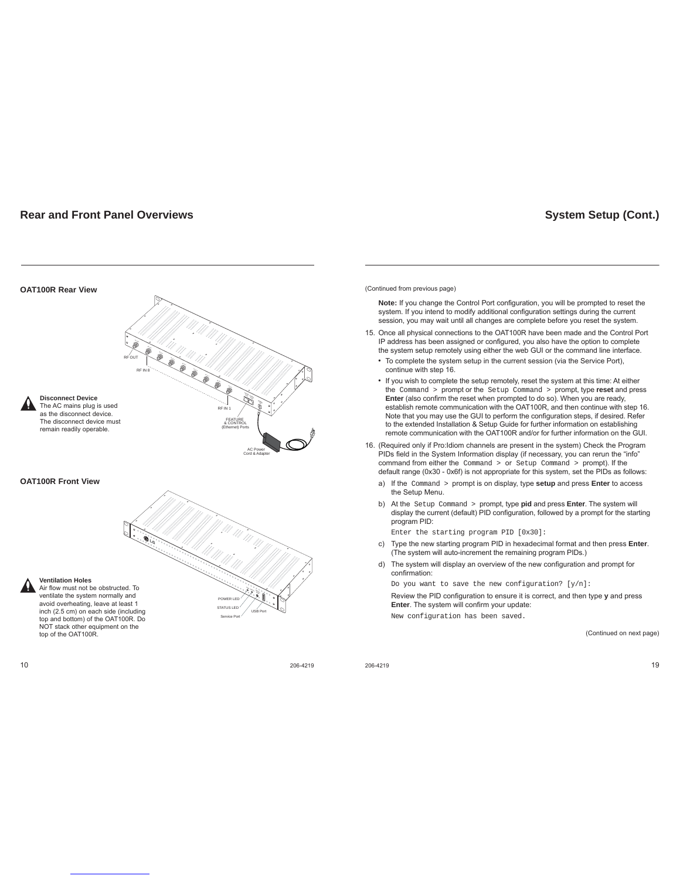## Rear and Front Panel Overviews

### OAT100R Rear View

RF OUT

RF IN 8

RF IN 1

FEATURE & CONTROL (Ethernet) Ports

AC Power Cord & Adapter

**Disconnect Device**
The AC mains plug is used as the disconnect device. The disconnect device must remain readily operable.

### OAT100R Front View

POWER LED

STATUS LED

Service Port

USB Port

**Ventilation Holes**
Air flow must not be obstructed. To ventilate the system normally and avoid overheating, leave at least 1 inch (2.5 cm) on each side (including top and bottom) of the OAT100R. Do NOT stack other equipment on the top of the OAT100R.

## System Setup (Cont.)

(Continued from previous page)

**Note:** If you change the Control Port configuration, you will be prompted to reset the system. If you intend to modify additional configuration settings during the current session, you may wait until all changes are complete before you reset the system.

15. Once all physical connections to the OAT100R have been made and the Control Port IP address has been assigned or configured, you also have the option to complete the system setup remotely using either the web GUI or the command line interface.
    - To complete the system setup in the current session (via the Service Port), continue with step 16.
    - If you wish to complete the setup remotely, reset the system at this time: At either the `Command >` prompt or the `Setup Command >` prompt, type **reset** and press **Enter** (also confirm the reset when prompted to do so). When you are ready, establish remote communication with the OAT100R, and then continue with step 16. Note that you may use the GUI to perform the configuration steps, if desired. Refer to the extended Installation & Setup Guide for further information on establishing remote communication with the OAT100R and/or for further information on the GUI.
16. (Required only if Pro:Idiom channels are present in the system) Check the Program PIDs field in the System Information display (if necessary, you can rerun the “info” command from either the `Command >` or `Setup Command >` prompt). If the default range (0x30 - 0x6f) is not appropriate for this system, set the PIDs as follows:
    a) If the `Command >` prompt is on display, type **setup** and press **Enter** to access the Setup Menu.
    b) At the `Setup Command >` prompt, type **pid** and press **Enter**. The system will display the current (default) PID configuration, followed by a prompt for the starting program PID:
    ```
    Enter the starting program PID [0x30]:
    ```
    c) Type the new starting program PID in hexadecimal format and then press **Enter**. (The system will auto-increment the remaining program PIDs.)
    d) The system will display an overview of the new configuration and prompt for confirmation:
    ```
    Do you want to save the new configuration? [y/n]:
    ```
    Review the PID configuration to ensure it is correct, and then type **y** and press **Enter**. The system will confirm your update:
    ```
    New configuration has been saved.
    ```

(Continued on next page)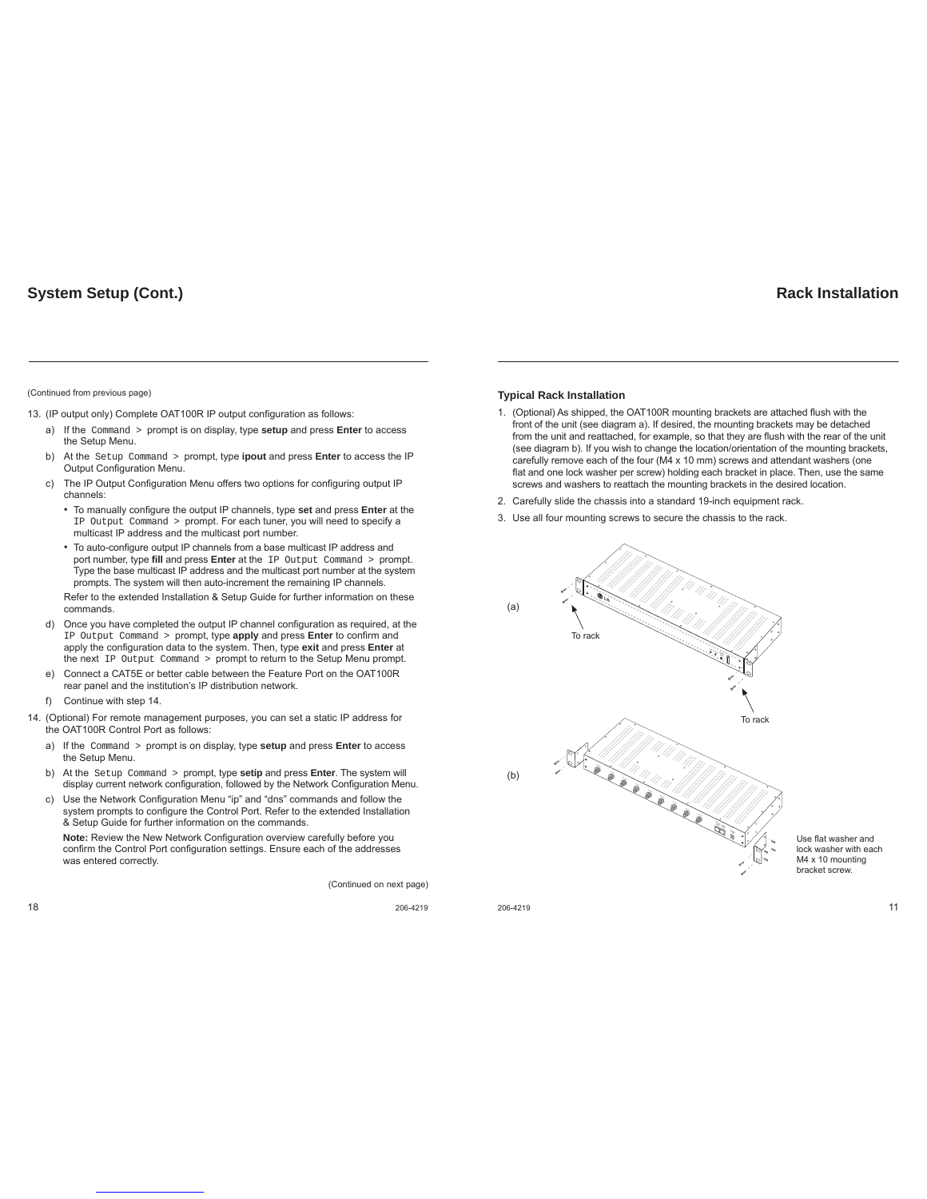## System Setup (Cont.)

(Continued from previous page)

13. (IP output only) Complete OAT100R IP output configuration as follows:
    a) If the `Command >` prompt is on display, type **setup** and press **Enter** to access the Setup Menu.
    b) At the `Setup Command >` prompt, type **ipout** and press **Enter** to access the IP Output Configuration Menu.
    c) The IP Output Configuration Menu offers two options for configuring output IP channels:
       - To manually configure the output IP channels, type **set** and press **Enter** at the `IP Output Command >` prompt. For each tuner, you will need to specify a multicast IP address and the multicast port number.
       - To auto-configure output IP channels from a base multicast IP address and port number, type **fill** and press **Enter** at the `IP Output Command >` prompt. Type the base multicast IP address and the multicast port number at the system prompts. The system will then auto-increment the remaining IP channels.

       Refer to the extended Installation & Setup Guide for further information on these commands.
    d) Once you have completed the output IP channel configuration as required, at the `IP Output Command >` prompt, type **apply** and press **Enter** to confirm and apply the configuration data to the system. Then, type **exit** and press **Enter** at the next `IP Output Command >` prompt to return to the Setup Menu prompt.
    e) Connect a CAT5E or better cable between the Feature Port on the OAT100R rear panel and the institution's IP distribution network.
    f) Continue with step 14.
14. (Optional) For remote management purposes, you can set a static IP address for the OAT100R Control Port as follows:
    a) If the `Command >` prompt is on display, type **setup** and press **Enter** to access the Setup Menu.
    b) At the `Setup Command >` prompt, type **setip** and press **Enter**. The system will display current network configuration, followed by the Network Configuration Menu.
    c) Use the Network Configuration Menu "ip" and "dns" commands and follow the system prompts to configure the Control Port. Refer to the extended Installation & Setup Guide for further information on the commands.

       **Note:** Review the New Network Configuration overview carefully before you confirm the Control Port configuration settings. Ensure each of the addresses was entered correctly.

(Continued on next page)

## Rack Installation

### Typical Rack Installation

1. (Optional) As shipped, the OAT100R mounting brackets are attached flush with the front of the unit (see diagram a). If desired, the mounting brackets may be detached from the unit and reattached, for example, so that they are flush with the rear of the unit (see diagram b). If you wish to change the location/orientation of the mounting brackets, carefully remove each of the four (M4 x 10 mm) screws and attendant washers (one flat and one lock washer per screw) holding each bracket in place. Then, use the same screws and washers to reattach the mounting brackets in the desired location.
2. Carefully slide the chassis into a standard 19-inch equipment rack.
3. Use all four mounting screws to secure the chassis to the rack.

(a) To rack — To rack

(b) Use flat washer and lock washer with each M4 x 10 mounting bracket screw.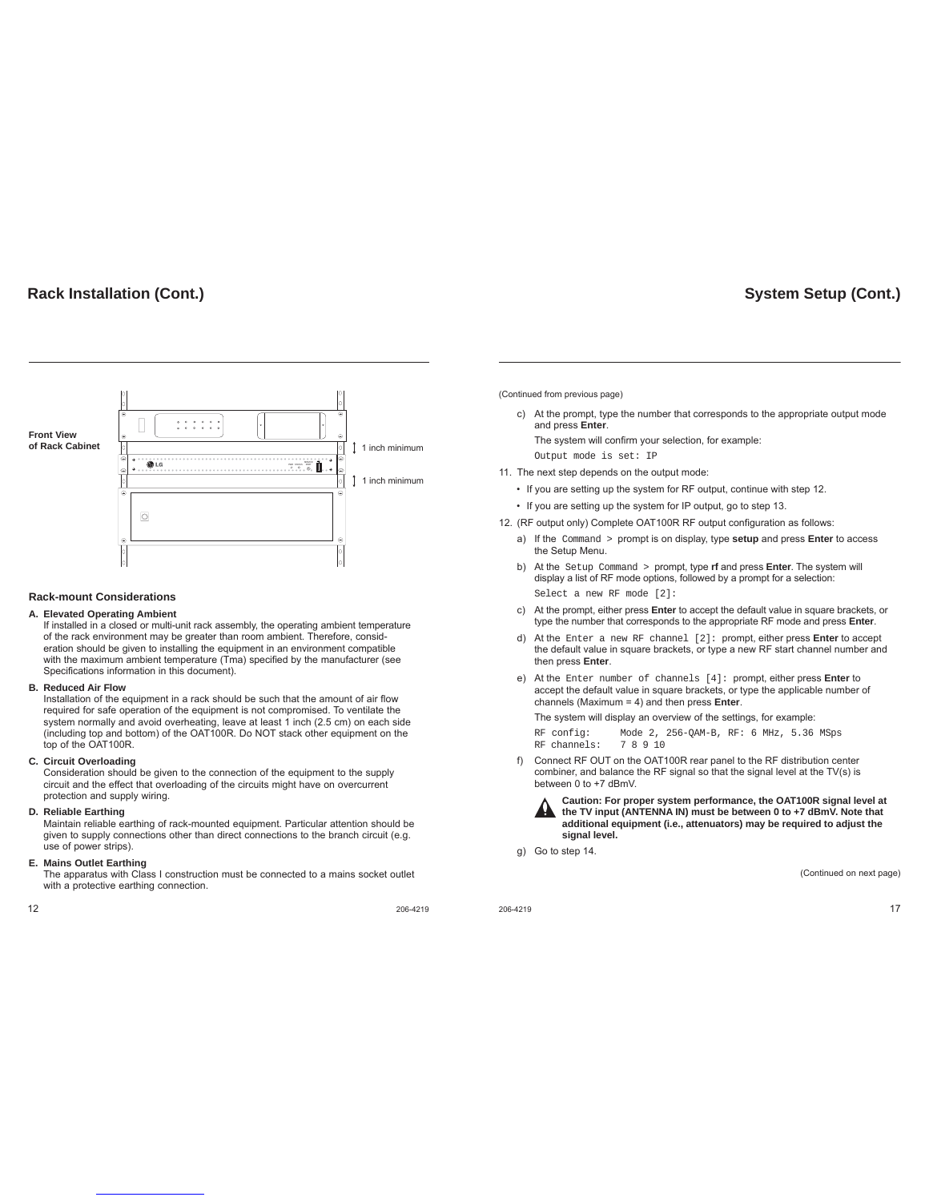## Rack Installation (Cont.)

Front View
of Rack Cabinet

1 inch minimum

1 inch minimum

### Rack-mount Considerations

**A. Elevated Operating Ambient**
If installed in a closed or multi-unit rack assembly, the operating ambient temperature of the rack environment may be greater than room ambient. Therefore, consideration should be given to installing the equipment in an environment compatible with the maximum ambient temperature (Tma) specified by the manufacturer (see Specifications information in this document).

**B. Reduced Air Flow**
Installation of the equipment in a rack should be such that the amount of air flow required for safe operation of the equipment is not compromised. To ventilate the system normally and avoid overheating, leave at least 1 inch (2.5 cm) on each side (including top and bottom) of the OAT100R. Do NOT stack other equipment on the top of the OAT100R.

**C. Circuit Overloading**
Consideration should be given to the connection of the equipment to the supply circuit and the effect that overloading of the circuits might have on overcurrent protection and supply wiring.

**D. Reliable Earthing**
Maintain reliable earthing of rack-mounted equipment. Particular attention should be given to supply connections other than direct connections to the branch circuit (e.g. use of power strips).

**E. Mains Outlet Earthing**
The apparatus with Class I construction must be connected to a mains socket outlet with a protective earthing connection.

## System Setup (Cont.)

(Continued from previous page)

c) At the prompt, type the number that corresponds to the appropriate output mode and press **Enter**.

The system will confirm your selection, for example:

```
Output mode is set: IP
```

11. The next step depends on the output mode:
    - If you are setting up the system for RF output, continue with step 12.
    - If you are setting up the system for IP output, go to step 13.

12. (RF output only) Complete OAT100R RF output configuration as follows:

a) If the `Command >` prompt is on display, type **setup** and press **Enter** to access the Setup Menu.

b) At the `Setup Command >` prompt, type **rf** and press **Enter**. The system will display a list of RF mode options, followed by a prompt for a selection:

```
Select a new RF mode [2]:
```

c) At the prompt, either press **Enter** to accept the default value in square brackets, or type the number that corresponds to the appropriate RF mode and press **Enter**.

d) At the `Enter a new RF channel [2]:` prompt, either press **Enter** to accept the default value in square brackets, or type a new RF start channel number and then press **Enter**.

e) At the `Enter number of channels [4]:` prompt, either press **Enter** to accept the default value in square brackets, or type the applicable number of channels (Maximum = 4) and then press **Enter**.

The system will display an overview of the settings, for example:

```
RF config:     Mode 2, 256-QAM-B, RF: 6 MHz, 5.36 MSps
RF channels:   7 8 9 10
```

f) Connect RF OUT on the OAT100R rear panel to the RF distribution center combiner, and balance the RF signal so that the signal level at the TV(s) is between 0 to +7 dBmV.

**Caution: For proper system performance, the OAT100R signal level at the TV input (ANTENNA IN) must be between 0 to +7 dBmV. Note that additional equipment (i.e., attenuators) may be required to adjust the signal level.**

g) Go to step 14.

(Continued on next page)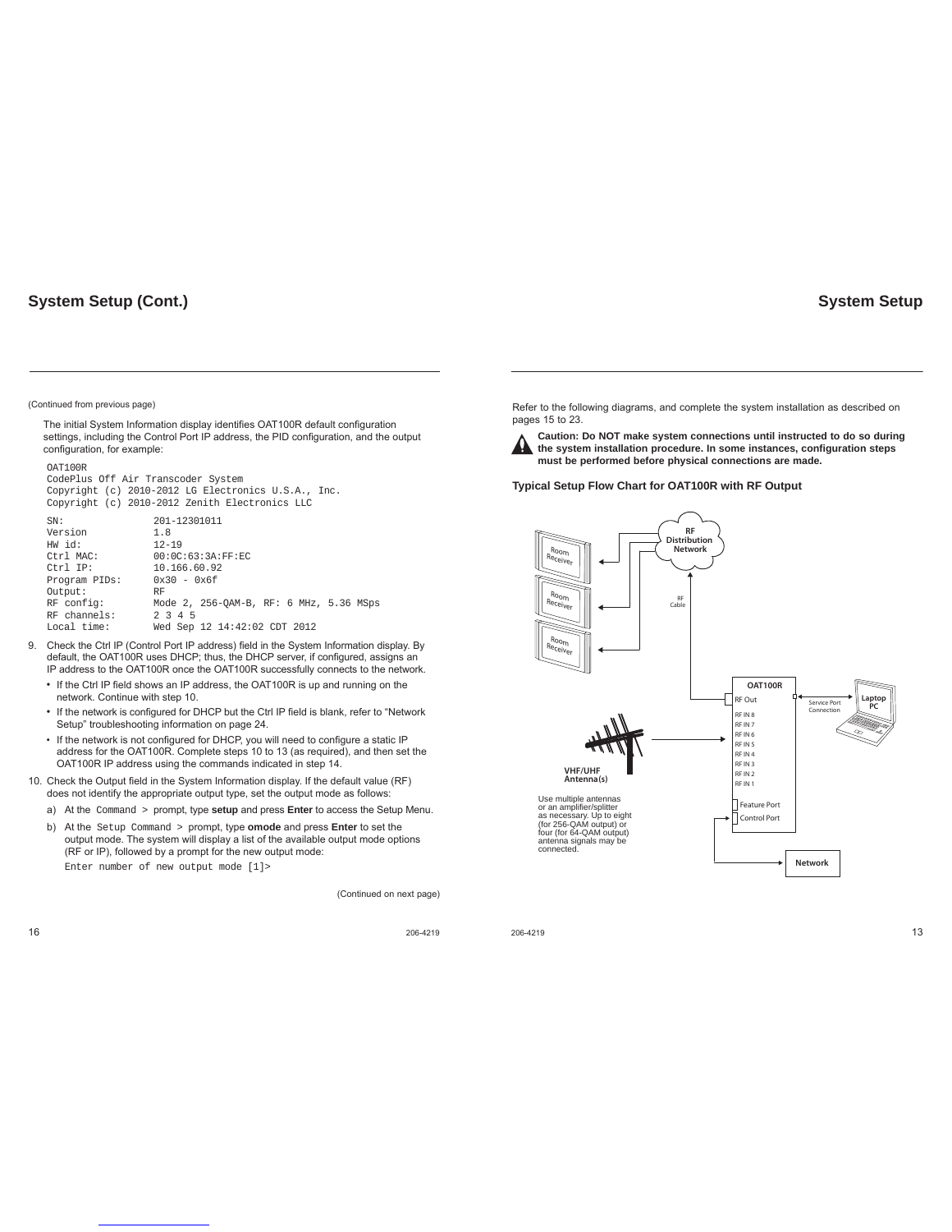## System Setup (Cont.)

(Continued from previous page)

The initial System Information display identifies OAT100R default configuration settings, including the Control Port IP address, the PID configuration, and the output configuration, for example:

```
OAT100R
CodePlus Off Air Transcoder System
Copyright (c) 2010-2012 LG Electronics U.S.A., Inc.
Copyright (c) 2010-2012 Zenith Electronics LLC

SN:              201-12301011
Version          1.8
HW id:           12-19
Ctrl MAC:        00:0C:63:3A:FF:EC
Ctrl IP:         10.166.60.92
Program PIDs:    0x30 - 0x6f
Output:          RF
RF config:       Mode 2, 256-QAM-B, RF: 6 MHz, 5.36 MSps
RF channels:     2 3 4 5
Local time:      Wed Sep 12 14:42:02 CDT 2012
```

9. Check the Ctrl IP (Control Port IP address) field in the System Information display. By default, the OAT100R uses DHCP; thus, the DHCP server, if configured, assigns an IP address to the OAT100R once the OAT100R successfully connects to the network.
   - If the Ctrl IP field shows an IP address, the OAT100R is up and running on the network. Continue with step 10.
   - If the network is configured for DHCP but the Ctrl IP field is blank, refer to "Network Setup" troubleshooting information on page 24.
   - If the network is not configured for DHCP, you will need to configure a static IP address for the OAT100R. Complete steps 10 to 13 (as required), and then set the OAT100R IP address using the commands indicated in step 14.
10. Check the Output field in the System Information display. If the default value (RF) does not identify the appropriate output type, set the output mode as follows:
    a) At the `Command >` prompt, type **setup** and press **Enter** to access the Setup Menu.
    b) At the `Setup Command >` prompt, type **omode** and press **Enter** to set the output mode. The system will display a list of the available output mode options (RF or IP), followed by a prompt for the new output mode:
    `Enter number of new output mode [1]>`

(Continued on next page)

## System Setup

Refer to the following diagrams, and complete the system installation as described on pages 15 to 23.

**Caution: Do NOT make system connections until instructed to do so during the system installation procedure. In some instances, configuration steps must be performed before physical connections are made.**

### Typical Setup Flow Chart for OAT100R with RF Output

Room Receiver | Room Receiver | Room Receiver | RF Distribution Network | RF Cable | OAT100R | RF Out | RF IN 8 | RF IN 7 | RF IN 6 | RF IN 5 | RF IN 4 | RF IN 3 | RF IN 2 | RF IN 1 | Feature Port | Control Port | Service Port Connection | Laptop PC | VHF/UHF Antenna(s) | Network

Use multiple antennas or an amplifier/splitter as necessary. Up to eight (for 256-QAM output) or four (for 64-QAM output) antenna signals may be connected.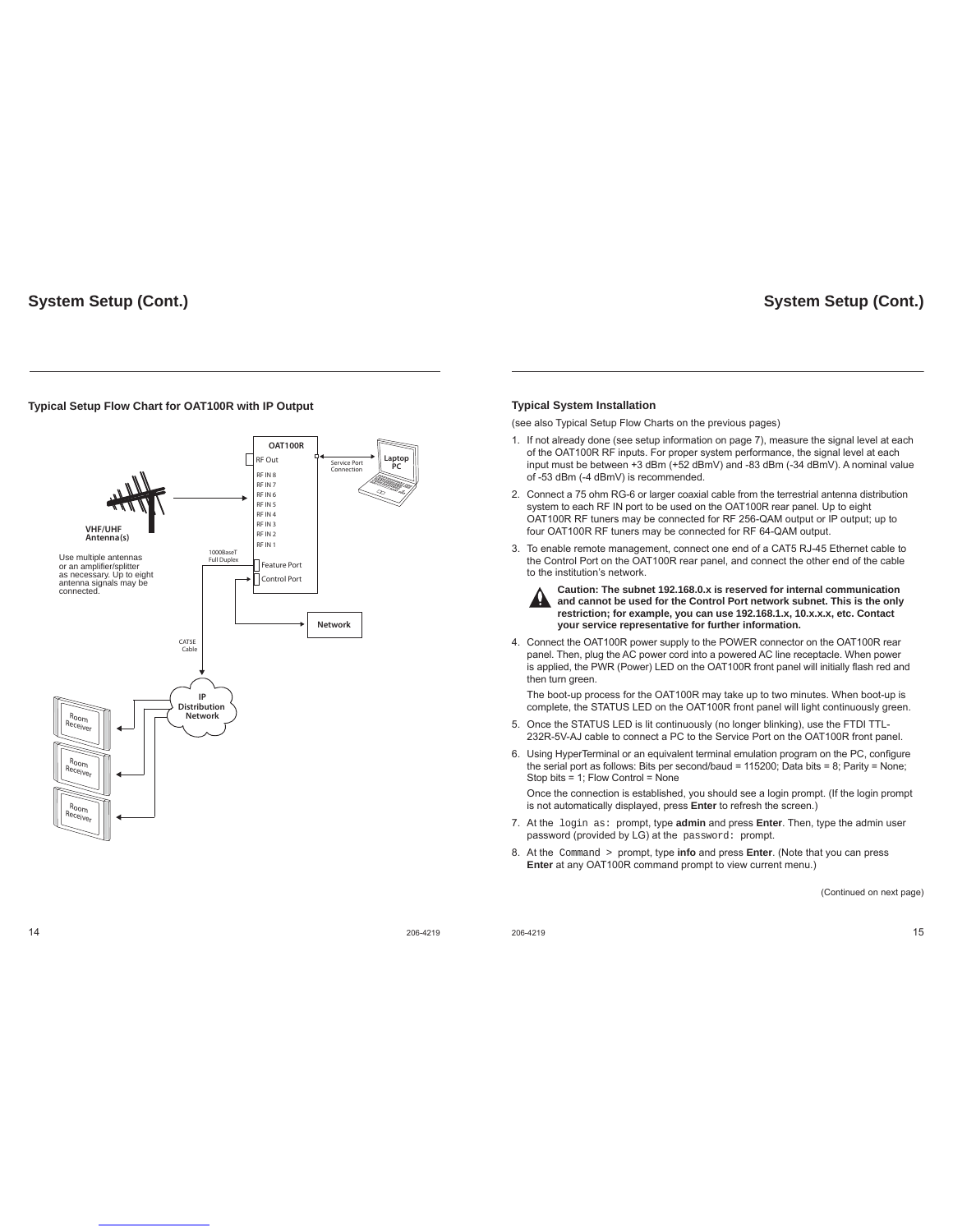## System Setup (Cont.)

### Typical Setup Flow Chart for OAT100R with IP Output

OAT100R
RF Out
RF IN 8
RF IN 7
RF IN 6
RF IN 5
RF IN 4
RF IN 3
RF IN 2
RF IN 1
Feature Port
Control Port
Service Port Connection
Laptop PC
VHF/UHF Antenna(s)
Use multiple antennas or an amplifier/splitter as necessary. Up to eight antenna signals may be connected.
1000BaseT Full Duplex
Network
CAT5E Cable
IP Distribution Network
Room Receiver
Room Receiver
Room Receiver

## System Setup (Cont.)

### Typical System Installation

(see also Typical Setup Flow Charts on the previous pages)

1. If not already done (see setup information on page 7), measure the signal level at each of the OAT100R RF inputs. For proper system performance, the signal level at each input must be between +3 dBm (+52 dBmV) and -83 dBm (-34 dBmV). A nominal value of -53 dBm (-4 dBmV) is recommended.
2. Connect a 75 ohm RG-6 or larger coaxial cable from the terrestrial antenna distribution system to each RF IN port to be used on the OAT100R rear panel. Up to eight OAT100R RF tuners may be connected for RF 256-QAM output or IP output; up to four OAT100R RF tuners may be connected for RF 64-QAM output.
3. To enable remote management, connect one end of a CAT5 RJ-45 Ethernet cable to the Control Port on the OAT100R rear panel, and connect the other end of the cable to the institution's network.

   **Caution: The subnet 192.168.0.x is reserved for internal communication and cannot be used for the Control Port network subnet. This is the only restriction; for example, you can use 192.168.1.x, 10.x.x.x, etc. Contact your service representative for further information.**
4. Connect the OAT100R power supply to the POWER connector on the OAT100R rear panel. Then, plug the AC power cord into a powered AC line receptacle. When power is applied, the PWR (Power) LED on the OAT100R front panel will initially flash red and then turn green.

   The boot-up process for the OAT100R may take up to two minutes. When boot-up is complete, the STATUS LED on the OAT100R front panel will light continuously green.
5. Once the STATUS LED is lit continuously (no longer blinking), use the FTDI TTL-232R-5V-AJ cable to connect a PC to the Service Port on the OAT100R front panel.
6. Using HyperTerminal or an equivalent terminal emulation program on the PC, configure the serial port as follows: Bits per second/baud = 115200; Data bits = 8; Parity = None; Stop bits = 1; Flow Control = None

   Once the connection is established, you should see a login prompt. (If the login prompt is not automatically displayed, press **Enter** to refresh the screen.)
7. At the `login as:` prompt, type **admin** and press **Enter**. Then, type the admin user password (provided by LG) at the `password:` prompt.
8. At the `Command >` prompt, type **info** and press **Enter**. (Note that you can press **Enter** at any OAT100R command prompt to view current menu.)

(Continued on next page)